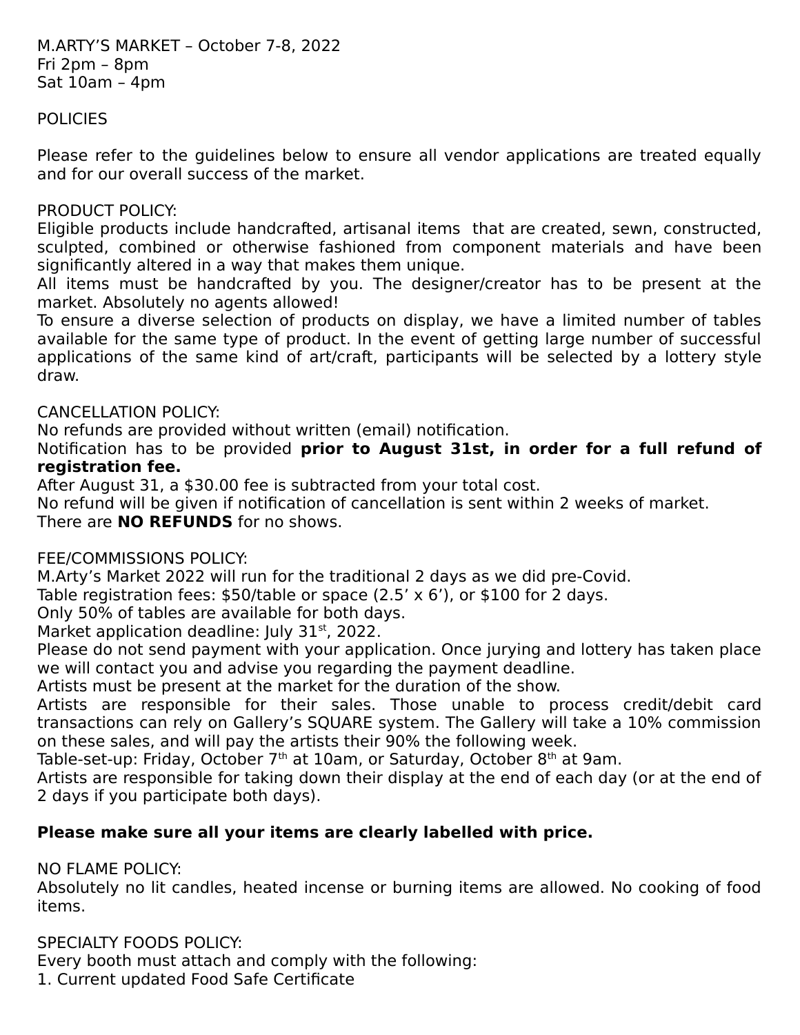M.ARTY'S MARKET – October 7-8, 2022
Fri 2pm – 8pm
Sat 10am – 4pm

POLICIES

Please refer to the guidelines below to ensure all vendor applications are treated equally and for our overall success of the market.

PRODUCT POLICY:
Eligible products include handcrafted, artisanal items that are created, sewn, constructed, sculpted, combined or otherwise fashioned from component materials and have been significantly altered in a way that makes them unique.
All items must be handcrafted by you. The designer/creator has to be present at the market. Absolutely no agents allowed!
To ensure a diverse selection of products on display, we have a limited number of tables available for the same type of product. In the event of getting large number of successful applications of the same kind of art/craft, participants will be selected by a lottery style draw.

CANCELLATION POLICY:
No refunds are provided without written (email) notification.
Notification has to be provided **prior to August 31st, in order for a full refund of registration fee.**
After August 31, a $30.00 fee is subtracted from your total cost.
No refund will be given if notification of cancellation is sent within 2 weeks of market.
There are **NO REFUNDS** for no shows.

FEE/COMMISSIONS POLICY:
M.Arty's Market 2022 will run for the traditional 2 days as we did pre-Covid.
Table registration fees: $50/table or space (2.5' x 6'), or $100 for 2 days.
Only 50% of tables are available for both days.
Market application deadline: July 31st, 2022.
Please do not send payment with your application. Once jurying and lottery has taken place we will contact you and advise you regarding the payment deadline.
Artists must be present at the market for the duration of the show.
Artists are responsible for their sales. Those unable to process credit/debit card transactions can rely on Gallery's SQUARE system. The Gallery will take a 10% commission on these sales, and will pay the artists their 90% the following week.
Table-set-up: Friday, October 7th at 10am, or Saturday, October 8th at 9am.
Artists are responsible for taking down their display at the end of each day (or at the end of 2 days if you participate both days).

**Please make sure all your items are clearly labelled with price.**

NO FLAME POLICY:
Absolutely no lit candles, heated incense or burning items are allowed. No cooking of food items.

SPECIALTY FOODS POLICY:
Every booth must attach and comply with the following:
1. Current updated Food Safe Certificate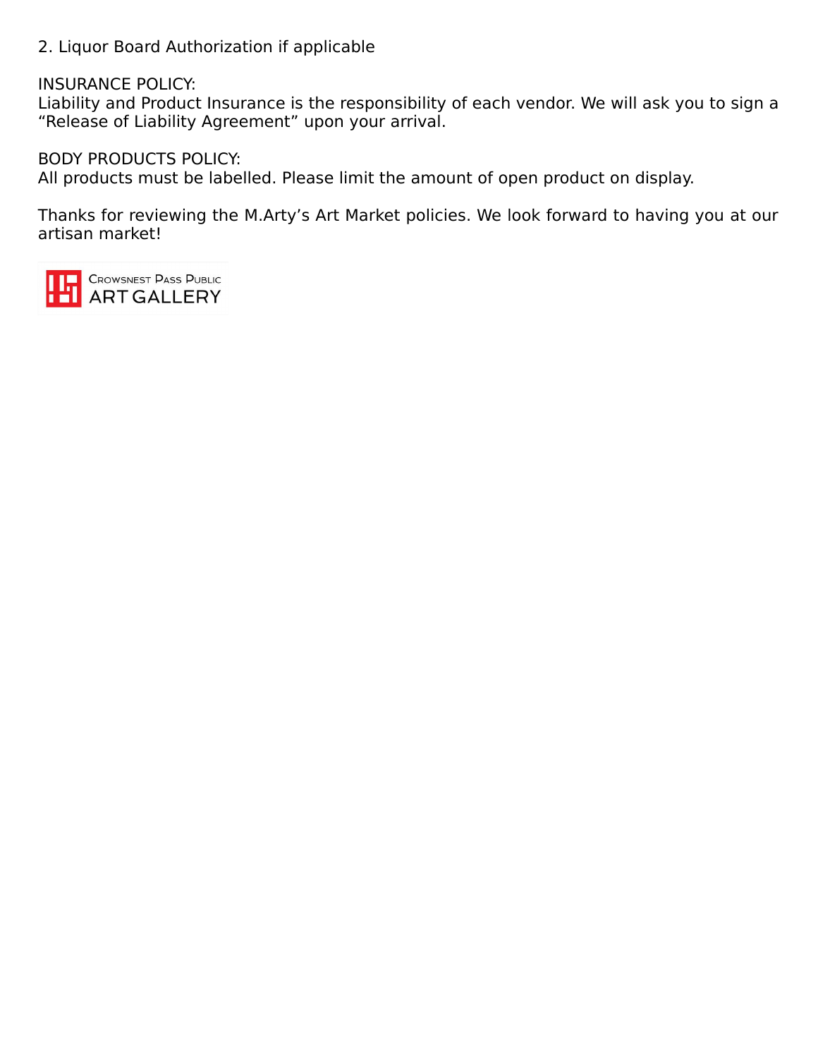2. Liquor Board Authorization if applicable

INSURANCE POLICY:
Liability and Product Insurance is the responsibility of each vendor. We will ask you to sign a "Release of Liability Agreement" upon your arrival.

BODY PRODUCTS POLICY:
All products must be labelled. Please limit the amount of open product on display.

Thanks for reviewing the M.Arty's Art Market policies. We look forward to having you at our artisan market!

Crowsnest Pass Public
ART GALLERY